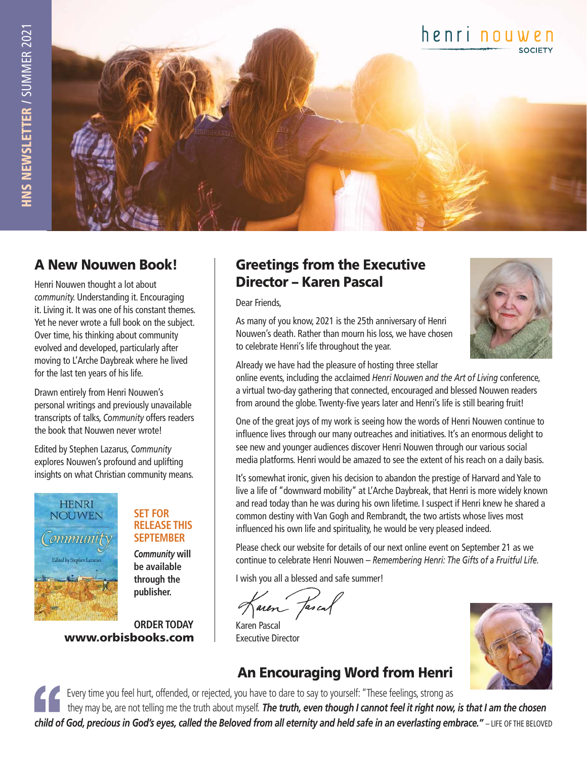HNS NEWSLETTER / SUMMER 2021

henri nouwen SOCIETY

## A New Nouwen Book!

Henri Nouwen thought a lot about *community.* Understanding it. Encouraging it. Living it. It was one of his constant themes. Yet he never wrote a full book on the subject. Over time, his thinking about community evolved and developed, particularly after moving to L'Arche Daybreak where he lived for the last ten years of his life.

Drawn entirely from Henri Nouwen's personal writings and previously unavailable transcripts of talks, *Community* offers readers the book that Nouwen never wrote!

Edited by Stephen Lazarus, *Community* explores Nouwen's profound and uplifting insights on what Christian community means.

**SET FOR RELEASE THIS SEPTEMBER**

***Community* will be available through the publisher.**

**ORDER TODAY**
**www.orbisbooks.com**

## Greetings from the Executive Director – Karen Pascal

Dear Friends,

As many of you know, 2021 is the 25th anniversary of Henri Nouwen's death. Rather than mourn his loss, we have chosen to celebrate Henri's life throughout the year.

Already we have had the pleasure of hosting three stellar online events, including the acclaimed *Henri Nouwen and the Art of Living* conference, a virtual two-day gathering that connected, encouraged and blessed Nouwen readers from around the globe. Twenty-five years later and Henri's life is still bearing fruit!

One of the great joys of my work is seeing how the words of Henri Nouwen continue to influence lives through our many outreaches and initiatives. It's an enormous delight to see new and younger audiences discover Henri Nouwen through our various social media platforms. Henri would be amazed to see the extent of his reach on a daily basis.

It's somewhat ironic, given his decision to abandon the prestige of Harvard and Yale to live a life of "downward mobility" at L'Arche Daybreak, that Henri is more widely known and read today than he was during his own lifetime. I suspect if Henri knew he shared a common destiny with Van Gogh and Rembrandt, the two artists whose lives most influenced his own life and spirituality, he would be very pleased indeed.

Please check our website for details of our next online event on September 21 as we continue to celebrate Henri Nouwen – *Remembering Henri: The Gifts of a Fruitful Life.*

I wish you all a blessed and safe summer!

Karen Pascal
Executive Director

## An Encouraging Word from Henri

"Every time you feel hurt, offended, or rejected, you have to dare to say to yourself: "These feelings, strong as they may be, are not telling me the truth about myself. ***The truth, even though I cannot feel it right now, is that I am the chosen child of God, precious in God's eyes, called the Beloved from all eternity and held safe in an everlasting embrace."*** – LIFE OF THE BELOVED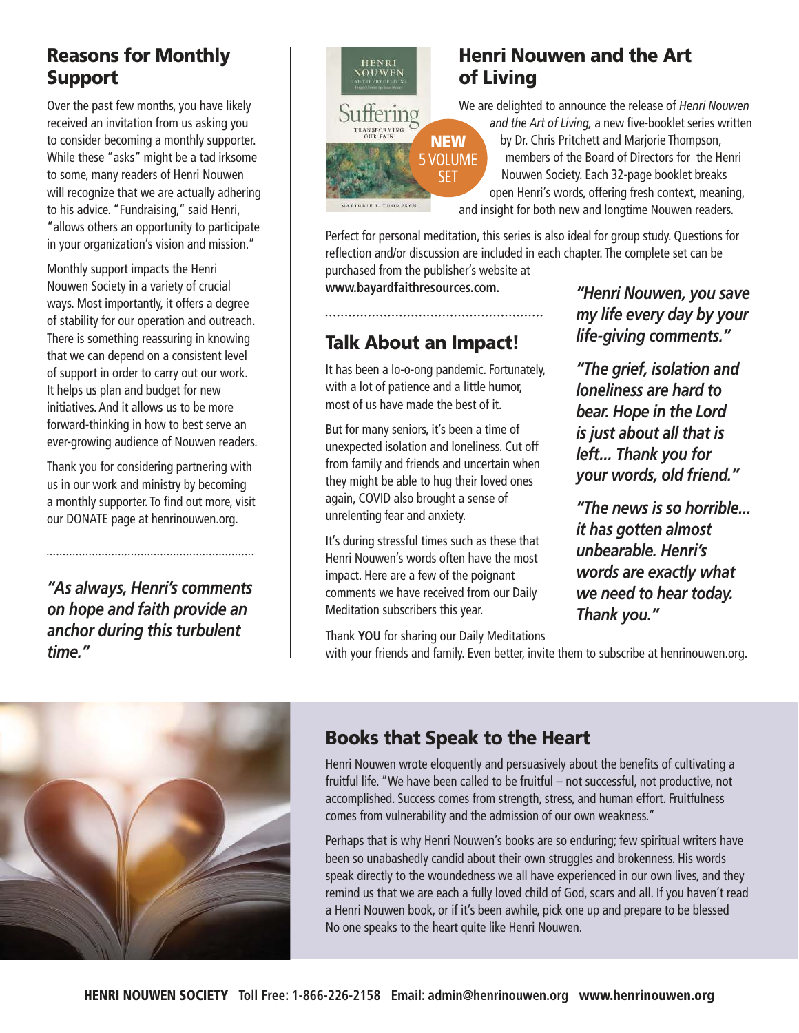## Reasons for Monthly Support

Over the past few months, you have likely received an invitation from us asking you to consider becoming a monthly supporter. While these "asks" might be a tad irksome to some, many readers of Henri Nouwen will recognize that we are actually adhering to his advice. "Fundraising," said Henri, "allows others an opportunity to participate in your organization's vision and mission."

Monthly support impacts the Henri Nouwen Society in a variety of crucial ways. Most importantly, it offers a degree of stability for our operation and outreach. There is something reassuring in knowing that we can depend on a consistent level of support in order to carry out our work. It helps us plan and budget for new initiatives. And it allows us to be more forward-thinking in how to best serve an ever-growing audience of Nouwen readers.

Thank you for considering partnering with us in our work and ministry by becoming a monthly supporter. To find out more, visit our DONATE page at henrinouwen.org.

*"As always, Henri's comments on hope and faith provide an anchor during this turbulent time."*

## Henri Nouwen and the Art of Living

**NEW 5 VOLUME SET**

We are delighted to announce the release of *Henri Nouwen and the Art of Living,* a new five-booklet series written by Dr. Chris Pritchett and Marjorie Thompson, members of the Board of Directors for the Henri Nouwen Society. Each 32-page booklet breaks open Henri's words, offering fresh context, meaning, and insight for both new and longtime Nouwen readers.

Perfect for personal meditation, this series is also ideal for group study. Questions for reflection and/or discussion are included in each chapter. The complete set can be purchased from the publisher's website at **www.bayardfaithresources.com.**

## Talk About an Impact!

It has been a lo-o-ong pandemic. Fortunately, with a lot of patience and a little humor, most of us have made the best of it.

But for many seniors, it's been a time of unexpected isolation and loneliness. Cut off from family and friends and uncertain when they might be able to hug their loved ones again, COVID also brought a sense of unrelenting fear and anxiety.

It's during stressful times such as these that Henri Nouwen's words often have the most impact. Here are a few of the poignant comments we have received from our Daily Meditation subscribers this year.

*"Henri Nouwen, you save my life every day by your life-giving comments."*

*"The grief, isolation and loneliness are hard to bear. Hope in the Lord is just about all that is left... Thank you for your words, old friend."*

*"The news is so horrible... it has gotten almost unbearable. Henri's words are exactly what we need to hear today. Thank you."*

Thank **YOU** for sharing our Daily Meditations with your friends and family. Even better, invite them to subscribe at henrinouwen.org.

## Books that Speak to the Heart

Henri Nouwen wrote eloquently and persuasively about the benefits of cultivating a fruitful life. "We have been called to be fruitful – not successful, not productive, not accomplished. Success comes from strength, stress, and human effort. Fruitfulness comes from vulnerability and the admission of our own weakness."

Perhaps that is why Henri Nouwen's books are so enduring; few spiritual writers have been so unabashedly candid about their own struggles and brokenness. His words speak directly to the woundedness we all have experienced in our own lives, and they remind us that we are each a fully loved child of God, scars and all. If you haven't read a Henri Nouwen book, or if it's been awhile, pick one up and prepare to be blessed No one speaks to the heart quite like Henri Nouwen.

**HENRI NOUWEN SOCIETY Toll Free: 1-866-226-2158 Email: admin@henrinouwen.org www.henrinouwen.org**